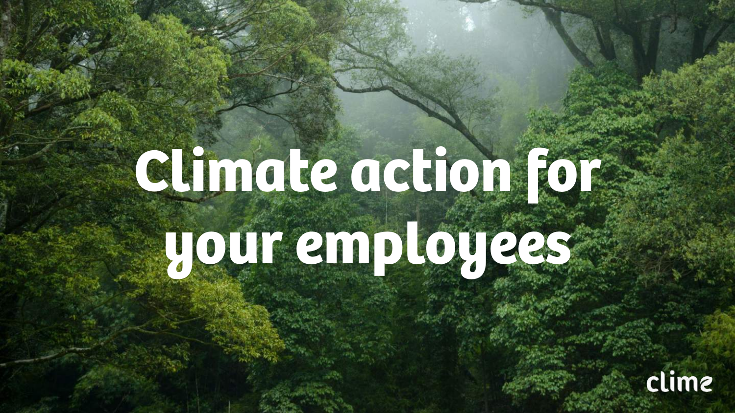# Climate action for your employees

clime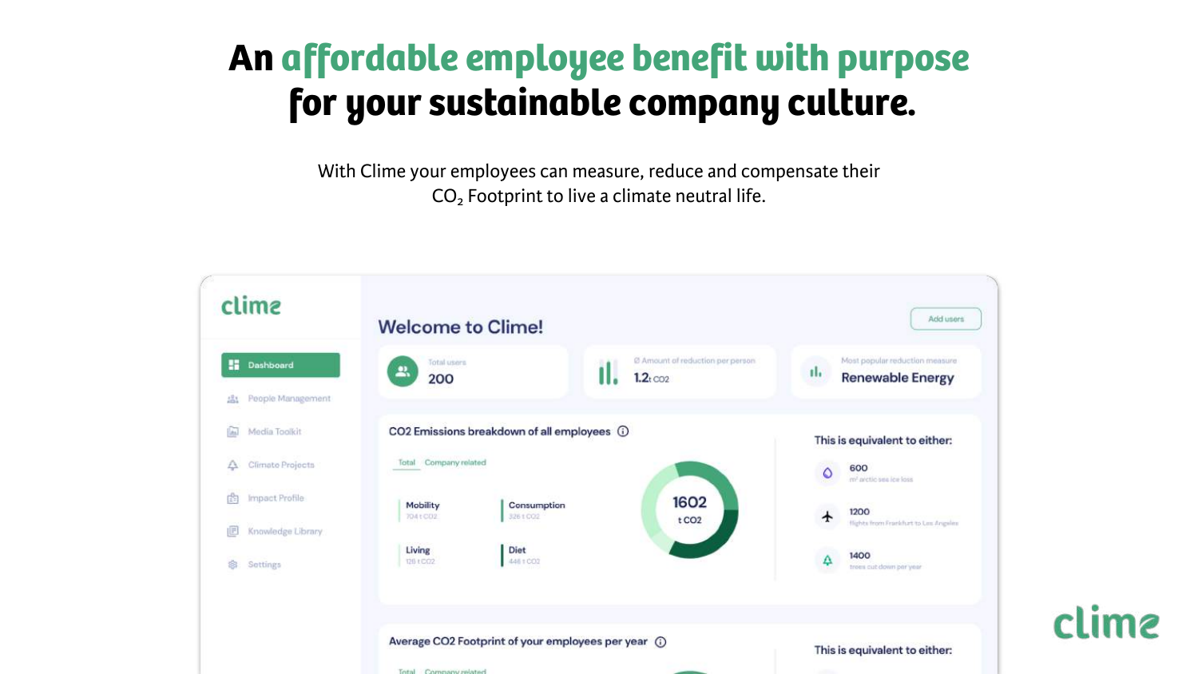# An affordable employee benefit with purpose for your sustainable company culture.

With Clime your employees can measure, reduce and compensate their $CO_2$ Footprint to live a climate neutral life.

clime

Dashboard

People Management

Media Toolkit

Climate Projects

Impact Profile

Knowledge Library

Settings

## Welcome to Clime!

Add users

Total users
200

Ø Amount of reduction per person
1.2 t CO2

Most popular reduction measure
Renewable Energy

### CO2 Emissions breakdown of all employees

Total | Company related

- Mobility – 704 t CO2
- Consumption – 326 t CO2
- Living – 126 t CO2
- Diet – 446 t CO2

1602 t CO2

This is equivalent to either:

- 600 – m² arctic sea ice loss
- 1200 – flights from Frankfurt to Los Angeles
- 1400 – trees cut down per year

### Average CO2 Footprint of your employees per year

Total | Company related

This is equivalent to either:

clime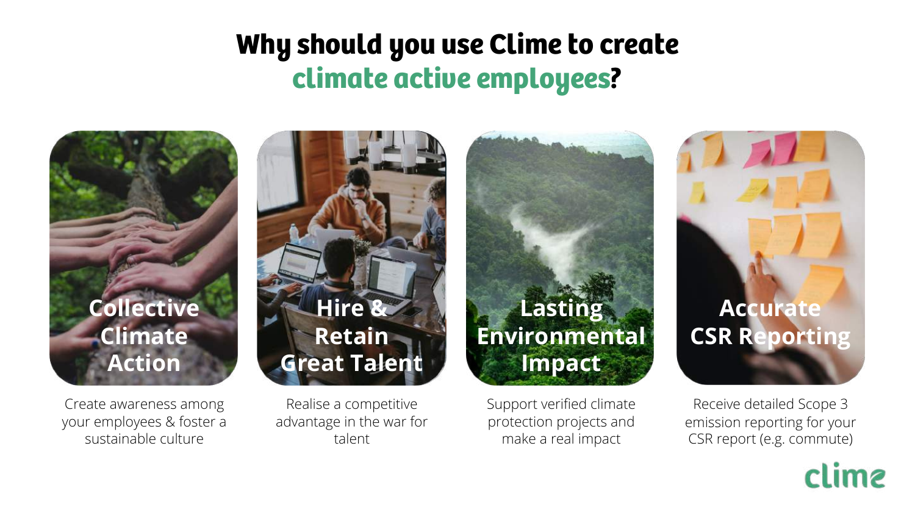# Why should you use Clime to create climate active employees?

### Collective Climate Action

Create awareness among your employees & foster a sustainable culture

### Hire & Retain Great Talent

Realise a competitive advantage in the war for talent

### Lasting Environmental Impact

Support verified climate protection projects and make a real impact

### Accurate CSR Reporting

Receive detailed Scope 3 emission reporting for your CSR report (e.g. commute)

clime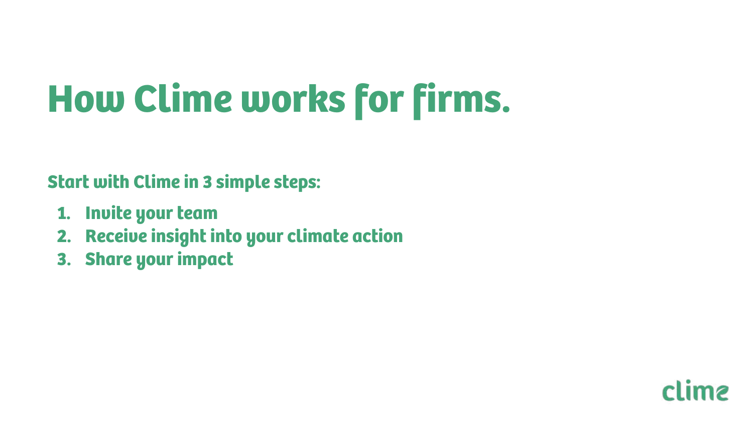# How Clime works for firms.

**Start with Clime in 3 simple steps:**

1. Invite your team
2. Receive insight into your climate action
3. Share your impact

clime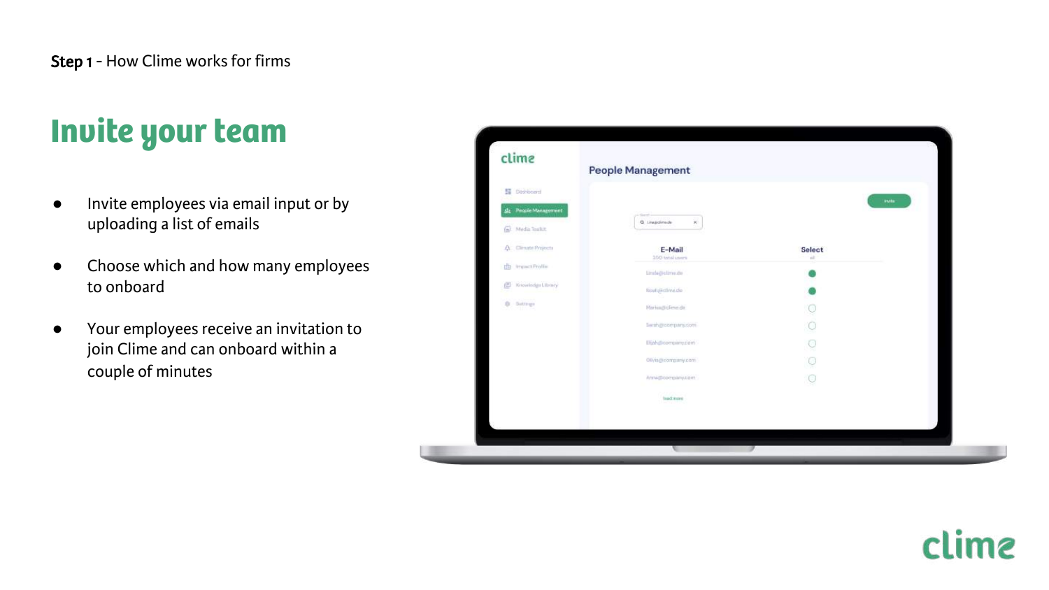**Step 1** - How Clime works for firms

# Invite your team

- Invite employees via email input or by uploading a list of emails
- Choose which and how many employees to onboard
- Your employees receive an invitation to join Clime and can onboard within a couple of minutes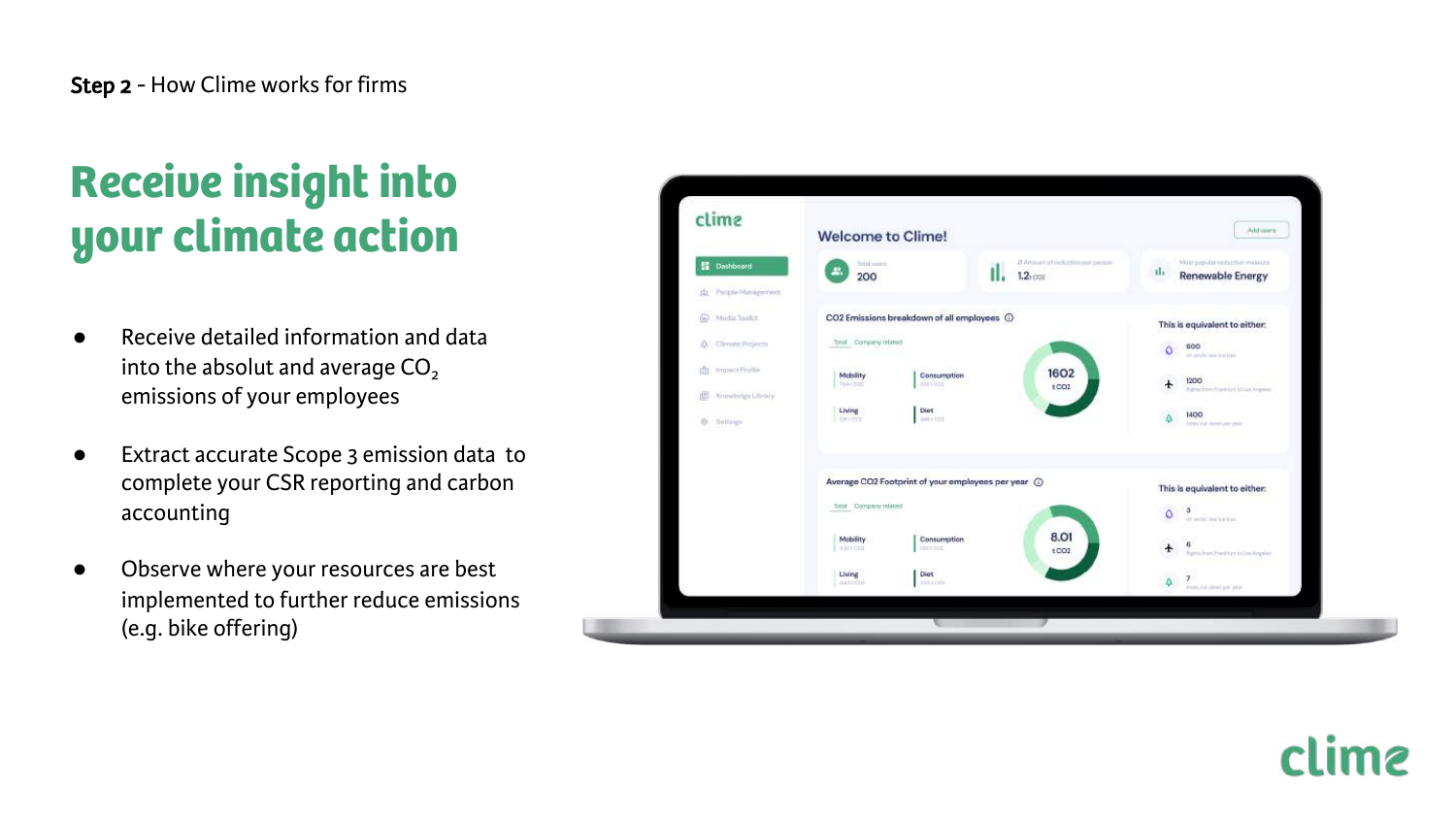**Step 2** - How Clime works for firms

# Receive insight into your climate action

- Receive detailed information and data into the absolut and average $CO_2$ emissions of your employees
- Extract accurate Scope 3 emission data to complete your CSR reporting and carbon accounting
- Observe where your resources are best implemented to further reduce emissions (e.g. bike offering)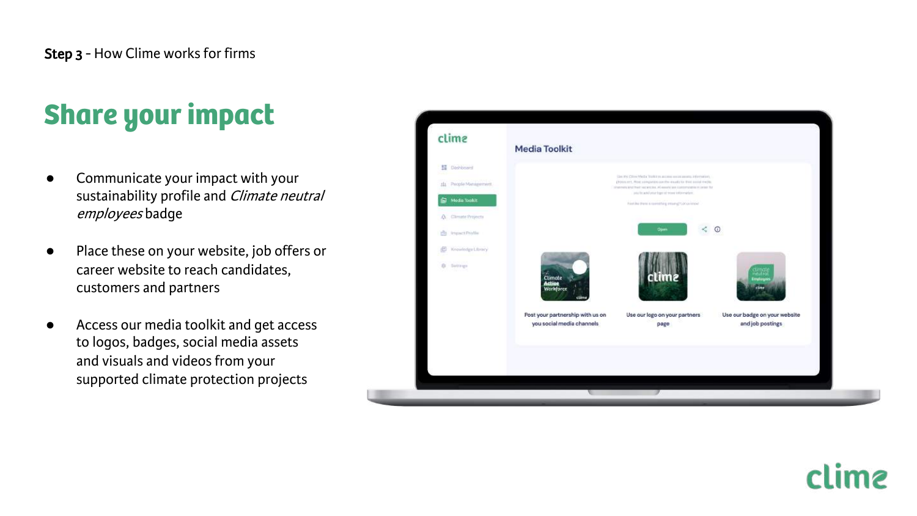**Step 3** - How Clime works for firms

# Share your impact

- Communicate your impact with your sustainability profile and *Climate neutral employees* badge
- Place these on your website, job offers or career website to reach candidates, customers and partners
- Access our media toolkit and get access to logos, badges, social media assets and visuals and videos from your supported climate protection projects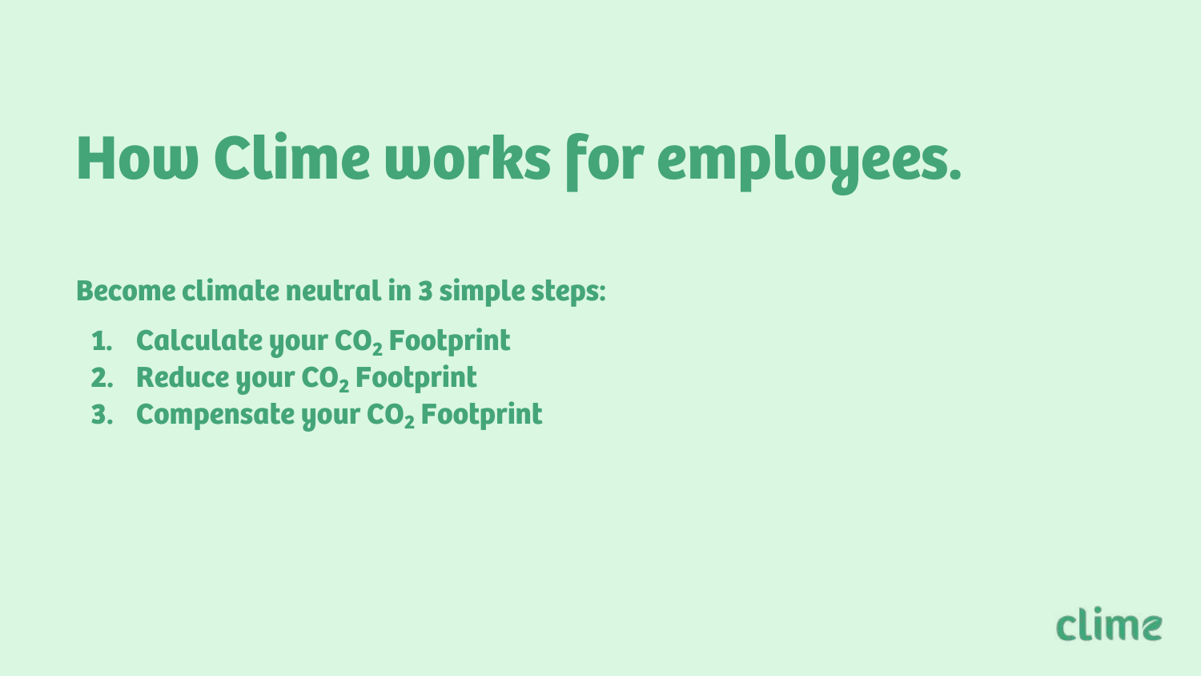# How Clime works for employees.

**Become climate neutral in 3 simple steps:**

1. **Calculate your $CO_2$ Footprint**
2. **Reduce your $CO_2$ Footprint**
3. **Compensate your $CO_2$ Footprint**

clime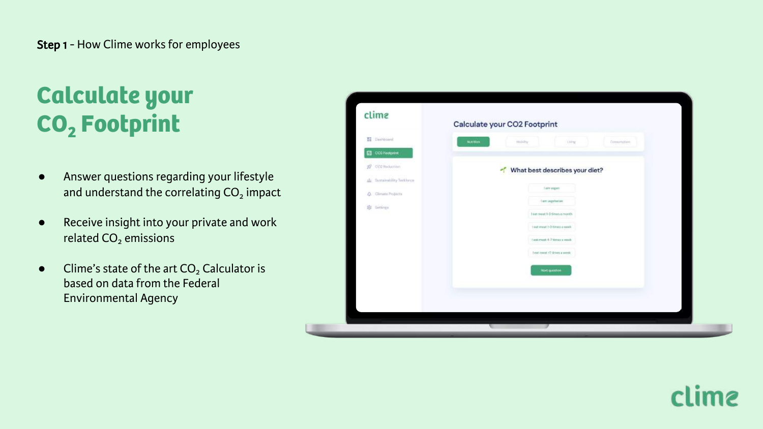**Step 1** - How Clime works for employees

# Calculate your $CO_2$ Footprint

- Answer questions regarding your lifestyle and understand the correlating $CO_2$ impact
- Receive insight into your private and work related $CO_2$ emissions
- Clime's state of the art $CO_2$ Calculator is based on data from the Federal Environmental Agency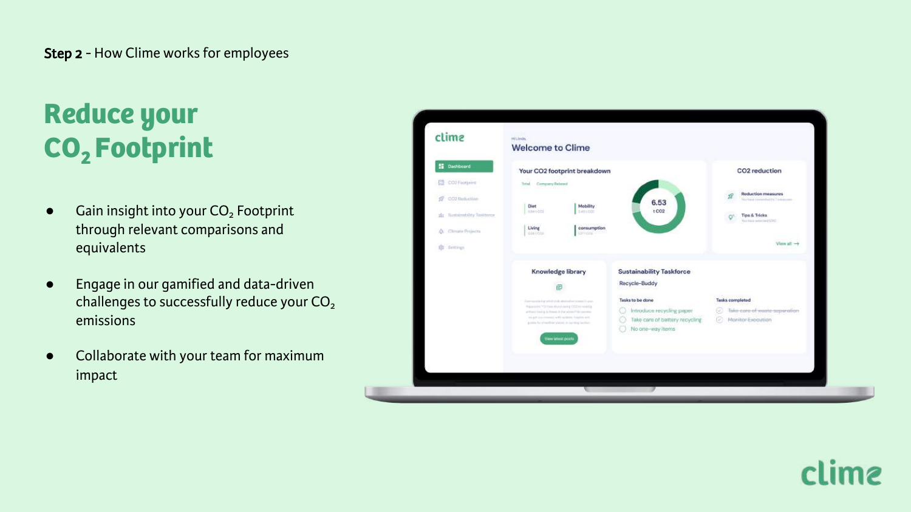**Step 2** - How Clime works for employees

# Reduce your $CO_2$ Footprint

- Gain insight into your $CO_2$ Footprint through relevant comparisons and equivalents
- Engage in our gamified and data-driven challenges to successfully reduce your $CO_2$ emissions
- Collaborate with your team for maximum impact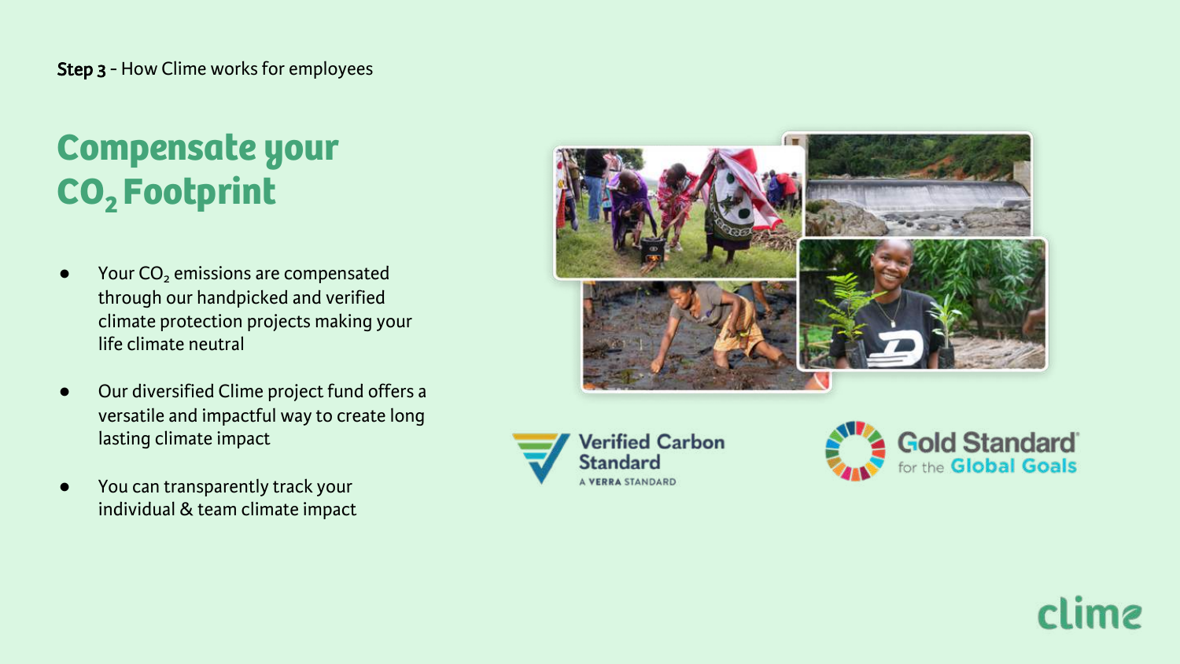**Step 3** - How Clime works for employees

# Compensate your $CO_2$ Footprint

- Your $CO_2$ emissions are compensated through our handpicked and verified climate protection projects making your life climate neutral
- Our diversified Clime project fund offers a versatile and impactful way to create long lasting climate impact
- You can transparently track your individual & team climate impact

Verified Carbon Standard
A VERRA STANDARD

Gold Standard for the Global Goals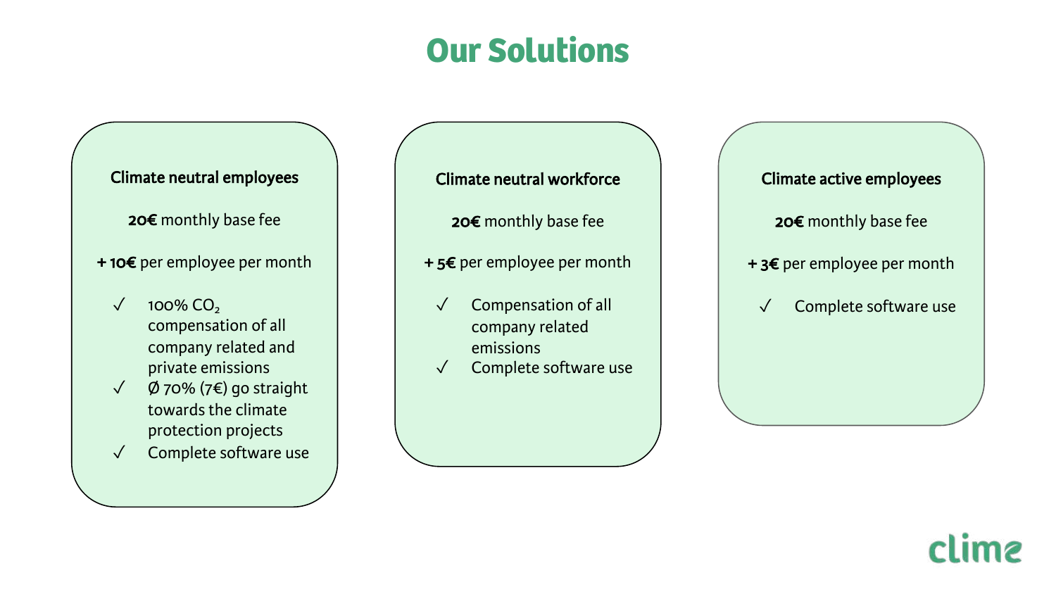# Our Solutions

### Climate neutral employees

**20€** monthly base fee

**+ 10€** per employee per month

- ✓ 100% $CO_2$ compensation of all company related and private emissions
- ✓ Ø 70% (7€) go straight towards the climate protection projects
- ✓ Complete software use

### Climate neutral workforce

**20€** monthly base fee

**+ 5€** per employee per month

- ✓ Compensation of all company related emissions
- ✓ Complete software use

### Climate active employees

**20€** monthly base fee

**+ 3€** per employee per month

- ✓ Complete software use

clime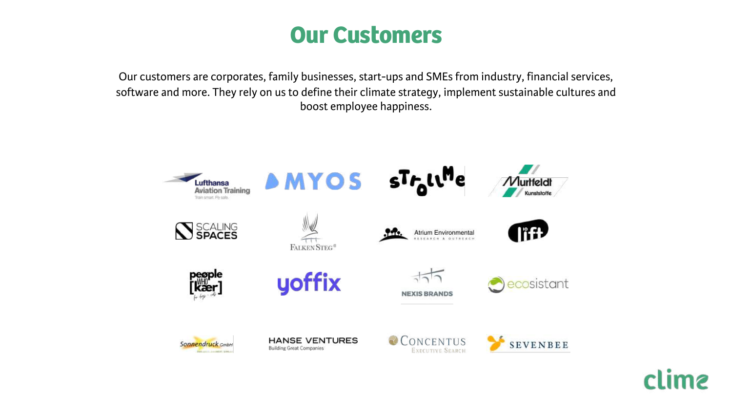# Our Customers

Our customers are corporates, family businesses, start-ups and SMEs from industry, financial services, software and more. They rely on us to define their climate strategy, implement sustainable cultures and boost employee happiness.

Lufthansa Aviation Training — Train smart. Fly safe.

MYOS

Strollme

Murtfeldt Kunststoffe

SCALING SPACES

FALKENSTEG

Atrium Environmental — Research & Outreach

10 lift

people WHO [kær]

yoffix

NEXIS BRANDS

ecosistant

Sonnendruck GmbH

HANSE VENTURES — Building Great Companies

CONCENTUS — Executive Search

SEVENBEE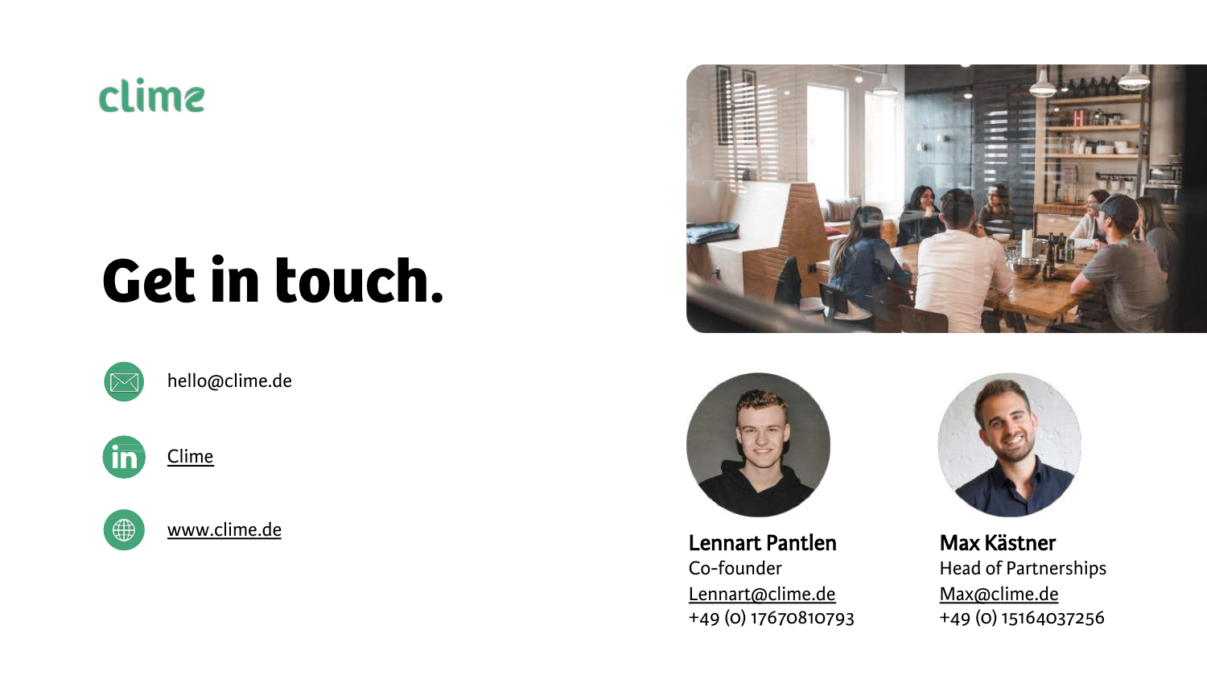clime

# Get in touch.

hello@clime.de

Clime

www.clime.de

**Lennart Pantlen**
Co-founder
Lennart@clime.de
+49 (0) 17670810793

**Max Kästner**
Head of Partnerships
Max@clime.de
+49 (0) 15164037256